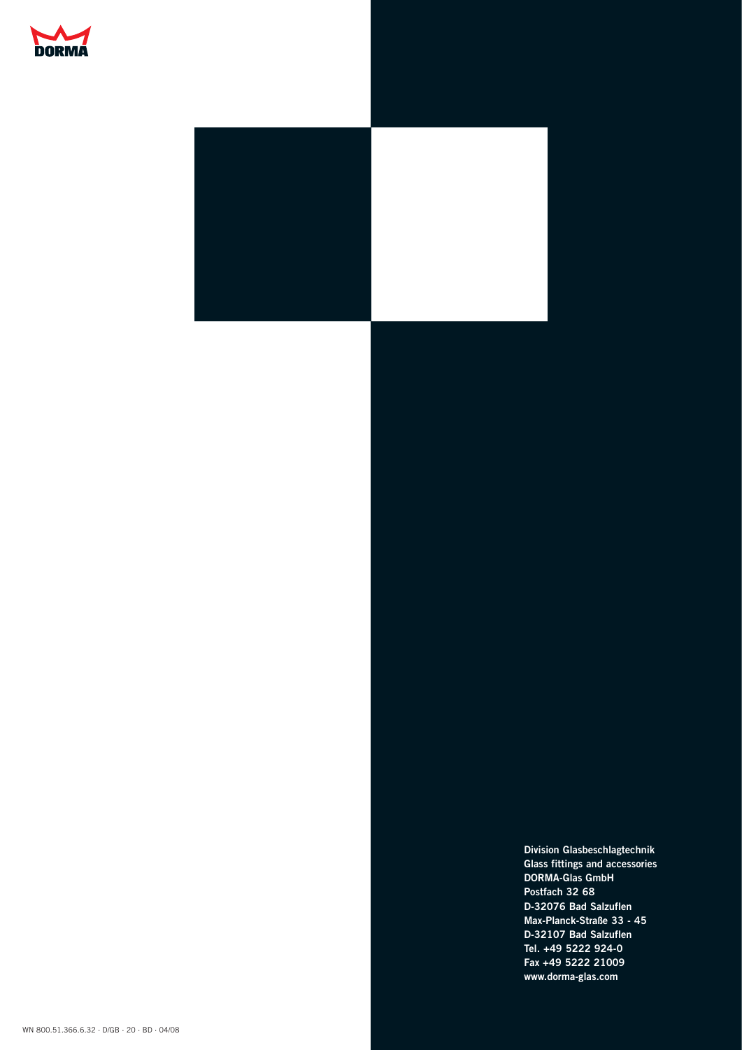DORMA

**Division Glasbeschlagtechnik**
**Glass fittings and accessories**
**DORMA-Glas GmbH**
**Postfach 32 68**
**D-32076 Bad Salzuflen**
**Max-Planck-Straße 33 - 45**
**D-32107 Bad Salzuflen**
**Tel. +49 5222 924-0**
**Fax +49 5222 21009**
**www.dorma-glas.com**

WN 800.51.366.6.32 · D/GB · 20 · BD · 04/08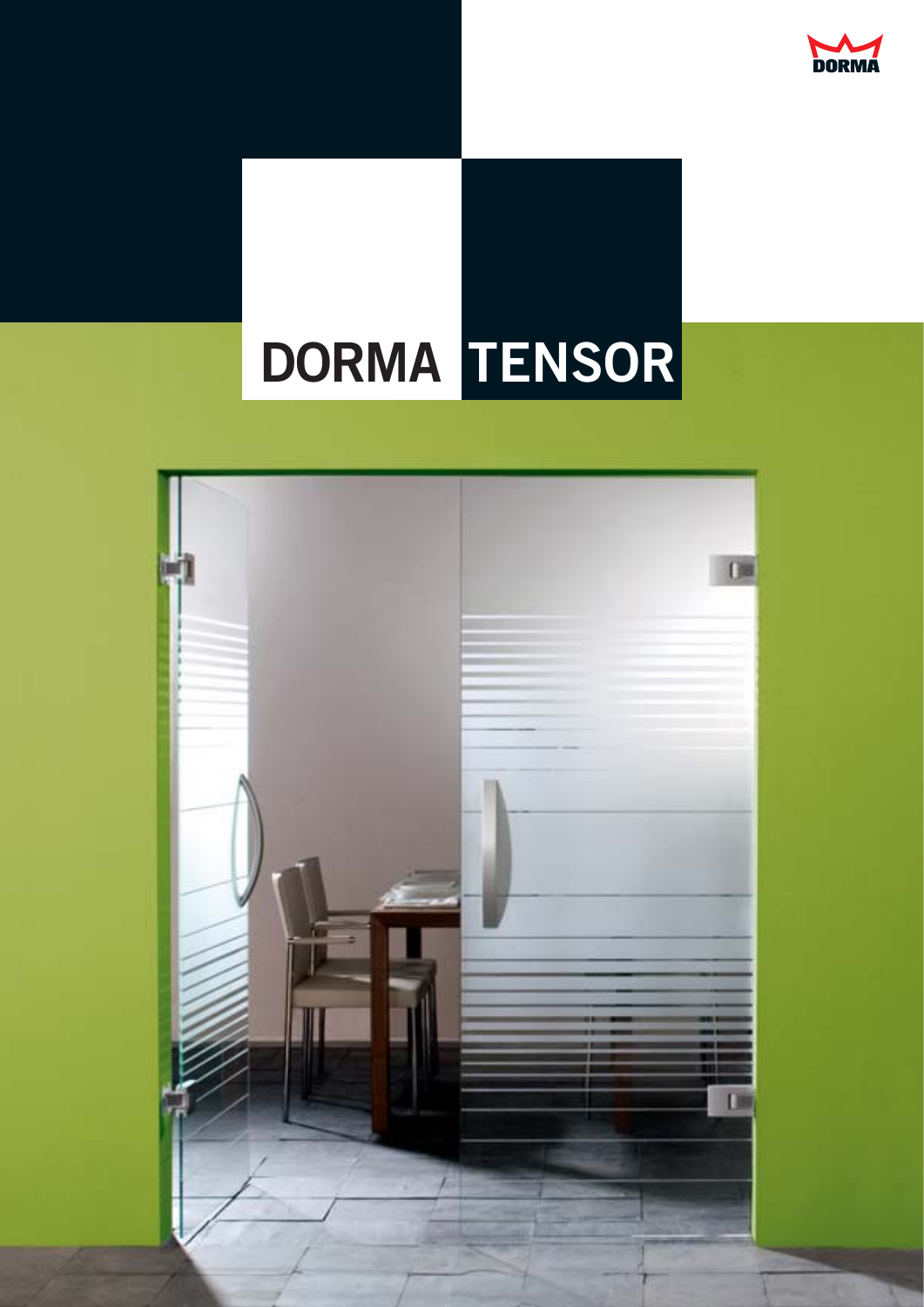# DORMA TENSOR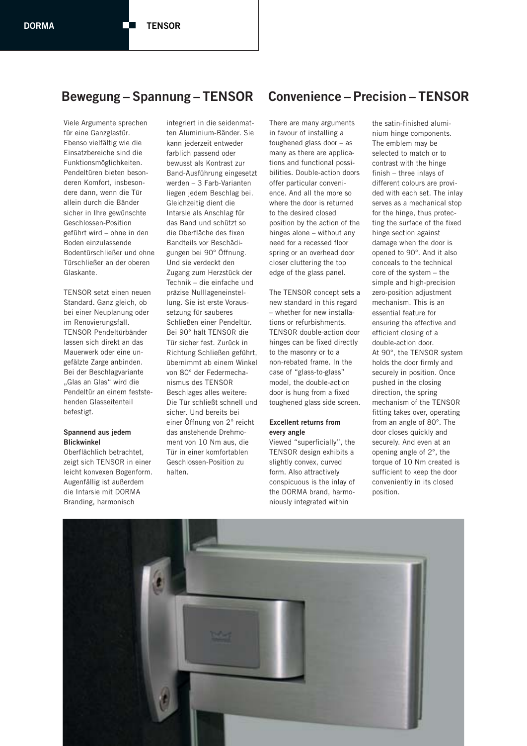## Bewegung – Spannung – TENSOR

Viele Argumente sprechen für eine Ganzglastür. Ebenso vielfältig wie die Einsatzbereiche sind die Funktionsmöglichkeiten. Pendeltüren bieten besonderen Komfort, insbesondere dann, wenn die Tür allein durch die Bänder sicher in Ihre gewünschte Geschlossen-Position geführt wird – ohne in den Boden einzulassende Bodentürschließer und ohne Türschließer an der oberen Glaskante.

TENSOR setzt einen neuen Standard. Ganz gleich, ob bei einer Neuplanung oder im Renovierungsfall. TENSOR Pendeltürbänder lassen sich direkt an das Mauerwerk oder eine ungefälzte Zarge anbinden. Bei der Beschlagvariante „Glas an Glas" wird die Pendeltür an einem feststehenden Glasseitenteil befestigt.

**Spannend aus jedem Blickwinkel**

Oberflächlich betrachtet, zeigt sich TENSOR in einer leicht konvexen Bogenform. Augenfällig ist außerdem die Intarsie mit DORMA Branding, harmonisch integriert in die seidenmatten Aluminium-Bänder. Sie kann jederzeit entweder farblich passend oder bewusst als Kontrast zur Band-Ausführung eingesetzt werden – 3 Farb-Varianten liegen jedem Beschlag bei. Gleichzeitig dient die Intarsie als Anschlag für das Band und schützt so die Oberfläche des fixen Bandteils vor Beschädigungen bei 90° Öffnung. Und sie verdeckt den Zugang zum Herzstück der Technik – die einfache und präzise Nulllageneinstellung. Sie ist erste Voraussetzung für sauberes Schließen einer Pendeltür. Bei 90° hält TENSOR die Tür sicher fest. Zurück in Richtung Schließen geführt, übernimmt ab einem Winkel von 80° der Federmechanismus des TENSOR Beschlages alles weitere: Die Tür schließt schnell und sicher. Und bereits bei einer Öffnung von 2° reicht das anstehende Drehmoment von 10 Nm aus, die Tür in einer komfortablen Geschlossen-Position zu halten.

## Convenience – Precision – TENSOR

There are many arguments in favour of installing a toughened glass door – as many as there are applications and functional possibilities. Double-action doors offer particular convenience. And all the more so where the door is returned to the desired closed position by the action of the hinges alone – without any need for a recessed floor spring or an overhead door closer cluttering the top edge of the glass panel.

The TENSOR concept sets a new standard in this regard – whether for new installations or refurbishments. TENSOR double-action door hinges can be fixed directly to the masonry or to a non-rebated frame. In the case of "glass-to-glass" model, the double-action door is hung from a fixed toughened glass side screen.

**Excellent returns from every angle**

Viewed "superficially", the TENSOR design exhibits a slightly convex, curved form. Also attractively conspicuous is the inlay of the DORMA brand, harmoniously integrated within the satin-finished aluminium hinge components. The emblem may be selected to match or to contrast with the hinge finish – three inlays of different colours are provided with each set. The inlay serves as a mechanical stop for the hinge, thus protecting the surface of the fixed hinge section against damage when the door is opened to 90°. And it also conceals to the technical core of the system – the simple and high-precision zero-position adjustment mechanism. This is an essential feature for ensuring the effective and efficient closing of a double-action door.
At 90°, the TENSOR system holds the door firmly and securely in position. Once pushed in the closing direction, the spring mechanism of the TENSOR fitting takes over, operating from an angle of 80°. The door closes quickly and securely. And even at an opening angle of 2°, the torque of 10 Nm created is sufficient to keep the door conveniently in its closed position.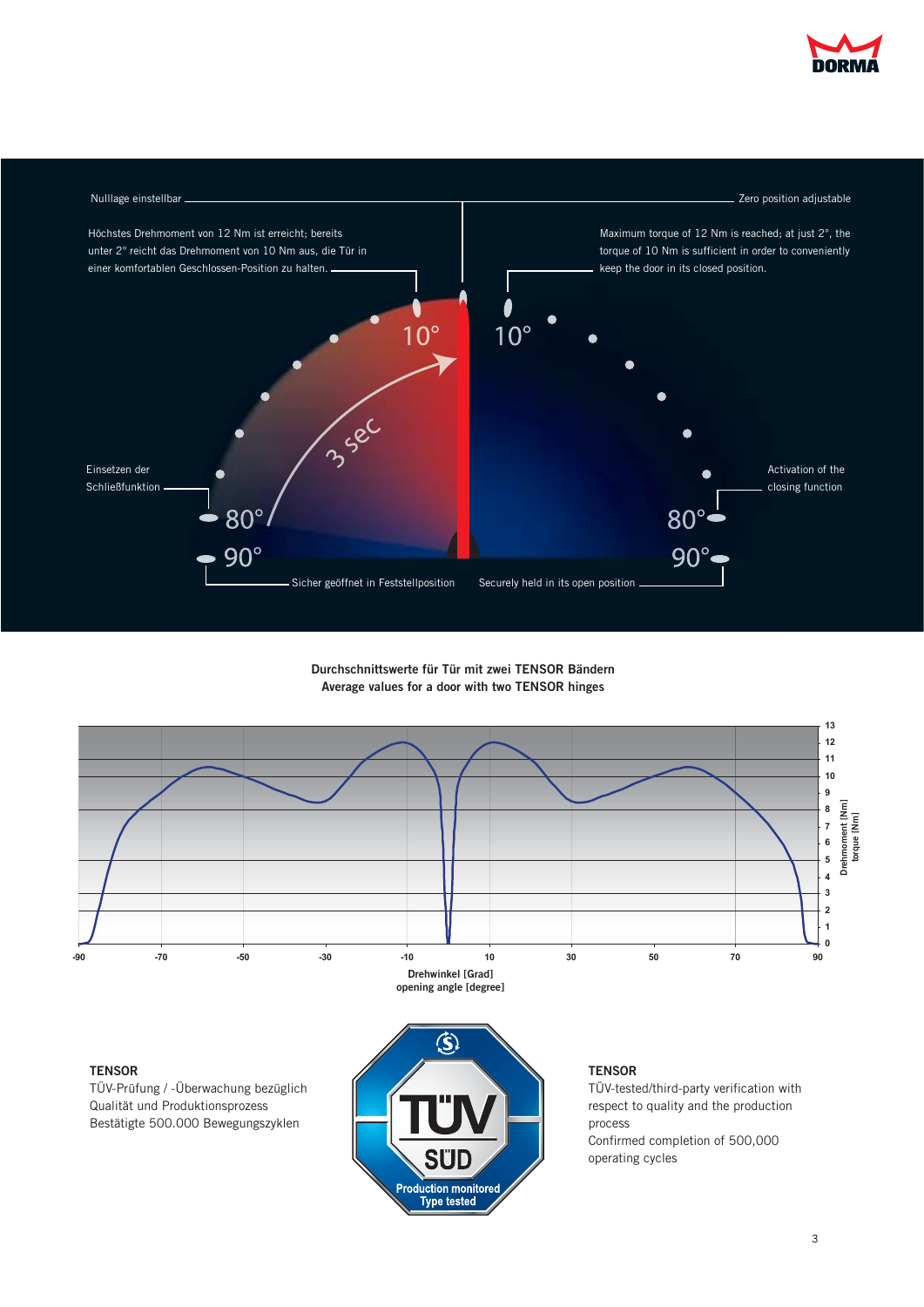Nulllage einstellbar

Zero position adjustable

Höchstes Drehmoment von 12 Nm ist erreicht; bereits unter 2° reicht das Drehmoment von 10 Nm aus, die Tür in einer komfortablen Geschlossen-Position zu halten.

Maximum torque of 12 Nm is reached; at just 2°, the torque of 10 Nm is sufficient in order to conveniently keep the door in its closed position.

10° 10°

3 sec

Einsetzen der Schließfunktion

Activation of the closing function

80° 80°

90° 90°

Sicher geöffnet in Feststellposition

Securely held in its open position

**Durchschnittswerte für Tür mit zwei TENSOR Bändern**
**Average values for a door with two TENSOR hinges**

Drehwinkel [Grad]
opening angle [degree]

Drehmoment [Nm]
torque [Nm]

**TENSOR**
TÜV-Prüfung / -Überwachung bezüglich Qualität und Produktionsprozess
Bestätigte 500.000 Bewegungszyklen

TÜV SÜD
Production monitored
Type tested

**TENSOR**
TÜV-tested/third-party verification with respect to quality and the production process
Confirmed completion of 500,000 operating cycles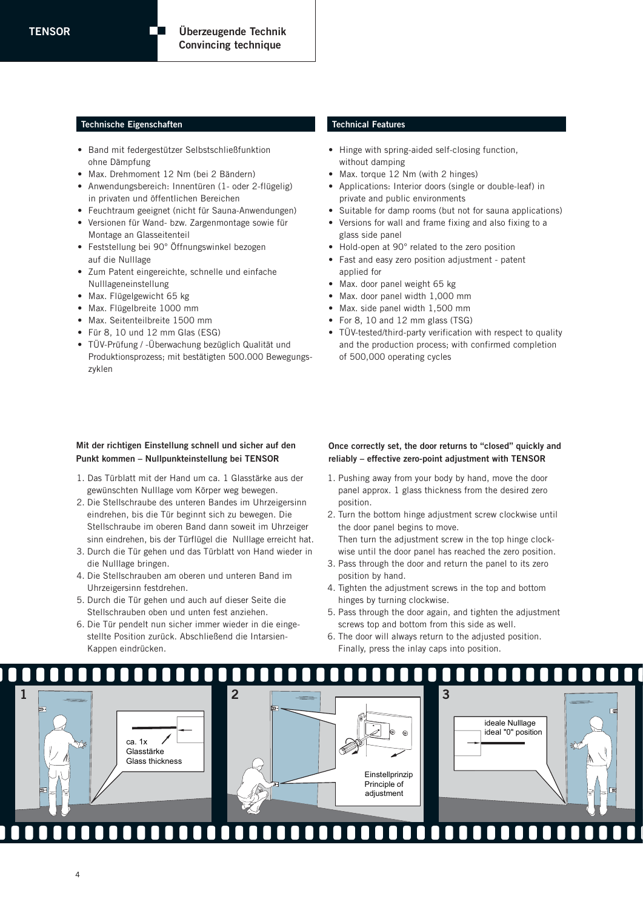## Überzeugende Technik
## Convincing technique

### Technische Eigenschaften

- Band mit federgestützer Selbstschließfunktion ohne Dämpfung
- Max. Drehmoment 12 Nm (bei 2 Bändern)
- Anwendungsbereich: Innentüren (1- oder 2-flügelig) in privaten und öffentlichen Bereichen
- Feuchtraum geeignet (nicht für Sauna-Anwendungen)
- Versionen für Wand- bzw. Zargenmontage sowie für Montage an Glasseitenteil
- Feststellung bei 90° Öffnungswinkel bezogen auf die Nulllage
- Zum Patent eingereichte, schnelle und einfache Nulllageneinstellung
- Max. Flügelgewicht 65 kg
- Max. Flügelbreite 1000 mm
- Max. Seitenteilbreite 1500 mm
- Für 8, 10 und 12 mm Glas (ESG)
- TÜV-Prüfung / -Überwachung bezüglich Qualität und Produktionsprozess; mit bestätigten 500.000 Bewegungszyklen

### Technical Features

- Hinge with spring-aided self-closing function, without damping
- Max. torque 12 Nm (with 2 hinges)
- Applications: Interior doors (single or double-leaf) in private and public environments
- Suitable for damp rooms (but not for sauna applications)
- Versions for wall and frame fixing and also fixing to a glass side panel
- Hold-open at 90° related to the zero position
- Fast and easy zero position adjustment - patent applied for
- Max. door panel weight 65 kg
- Max. door panel width 1,000 mm
- Max. side panel width 1,500 mm
- For 8, 10 and 12 mm glass (TSG)
- TÜV-tested/third-party verification with respect to quality and the production process; with confirmed completion of 500,000 operating cycles

**Mit der richtigen Einstellung schnell und sicher auf den Punkt kommen – Nullpunkteinstellung bei TENSOR**

1. Das Türblatt mit der Hand um ca. 1 Glasstärke aus der gewünschten Nulllage vom Körper weg bewegen.
2. Die Stellschraube des unteren Bandes im Uhrzeigersinn eindrehen, bis die Tür beginnt sich zu bewegen. Die Stellschraube im oberen Band dann soweit im Uhrzeiger sinn eindrehen, bis der Türflügel die Nulllage erreicht hat.
3. Durch die Tür gehen und das Türblatt von Hand wieder in die Nulllage bringen.
4. Die Stellschrauben am oberen und unteren Band im Uhrzeigersinn festdrehen.
5. Durch die Tür gehen und auch auf dieser Seite die Stellschrauben oben und unten fest anziehen.
6. Die Tür pendelt nun sicher immer wieder in die eingestellte Position zurück. Abschließend die Intarsien-Kappen eindrücken.

**Once correctly set, the door returns to "closed" quickly and reliably – effective zero-point adjustment with TENSOR**

1. Pushing away from your body by hand, move the door panel approx. 1 glass thickness from the desired zero position.
2. Turn the bottom hinge adjustment screw clockwise until the door panel begins to move. Then turn the adjustment screw in the top hinge clockwise until the door panel has reached the zero position.
3. Pass through the door and return the panel to its zero position by hand.
4. Tighten the adjustment screws in the top and bottom hinges by turning clockwise.
5. Pass through the door again, and tighten the adjustment screws top and bottom from this side as well.
6. The door will always return to the adjusted position. Finally, press the inlay caps into position.

1 – ca. 1x Glasstärke / Glass thickness

2 – Einstellprinzip / Principle of adjustment

3 – ideale Nulllage / ideal "0" position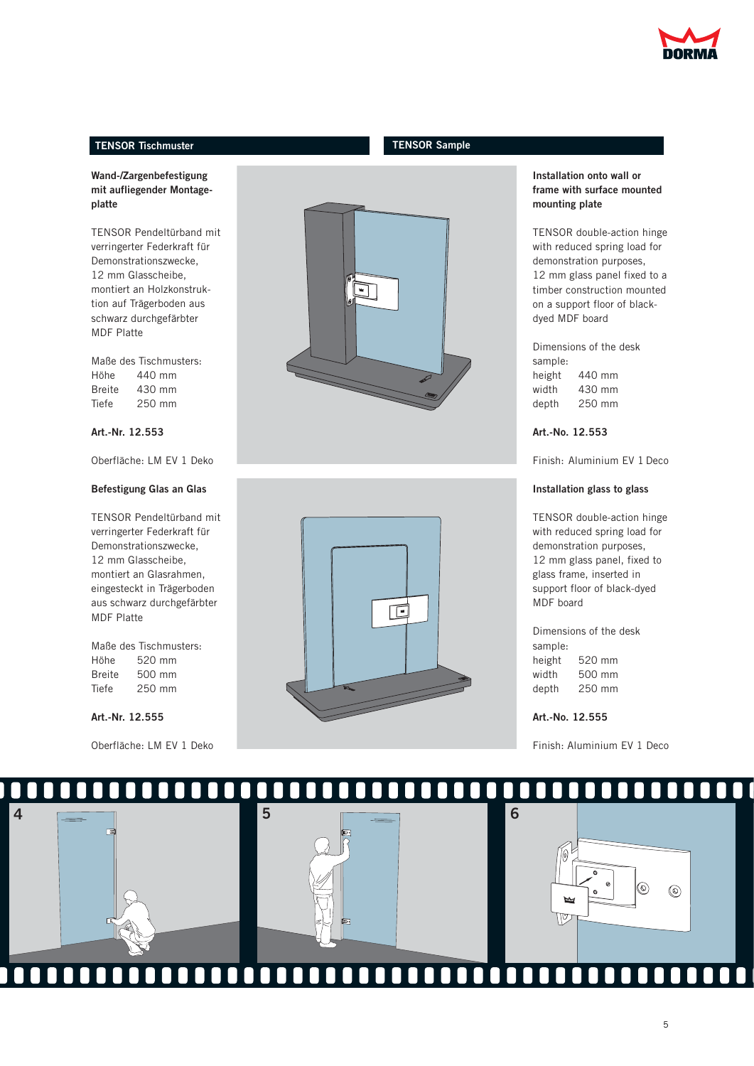## TENSOR Tischmuster

### Wand-/Zargenbefestigung mit aufliegender Montageplatte

TENSOR Pendeltürband mit verringerter Federkraft für Demonstrationszwecke, 12 mm Glasscheibe, montiert an Holzkonstruktion auf Trägerboden aus schwarz durchgefärbter MDF Platte

Maße des Tischmusters:

| | |
|---|---|
| Höhe | 440 mm |
| Breite | 430 mm |
| Tiefe | 250 mm |

**Art.-Nr. 12.553**

Oberfläche: LM EV 1 Deko

### Befestigung Glas an Glas

TENSOR Pendeltürband mit verringerter Federkraft für Demonstrationszwecke, 12 mm Glasscheibe, montiert an Glasrahmen, eingesteckt in Trägerboden aus schwarz durchgefärbter MDF Platte

Maße des Tischmusters:

| | |
|---|---|
| Höhe | 520 mm |
| Breite | 500 mm |
| Tiefe | 250 mm |

**Art.-Nr. 12.555**

Oberfläche: LM EV 1 Deko

## TENSOR Sample

### Installation onto wall or frame with surface mounted mounting plate

TENSOR double-action hinge with reduced spring load for demonstration purposes, 12 mm glass panel fixed to a timber construction mounted on a support floor of black-dyed MDF board

Dimensions of the desk sample:

| | |
|---|---|
| height | 440 mm |
| width | 430 mm |
| depth | 250 mm |

**Art.-No. 12.553**

Finish: Aluminium EV 1 Deco

### Installation glass to glass

TENSOR double-action hinge with reduced spring load for demonstration purposes, 12 mm glass panel, fixed to glass frame, inserted in support floor of black-dyed MDF board

Dimensions of the desk sample:

| | |
|---|---|
| height | 520 mm |
| width | 500 mm |
| depth | 250 mm |

**Art.-No. 12.555**

Finish: Aluminium EV 1 Deco

4

5

6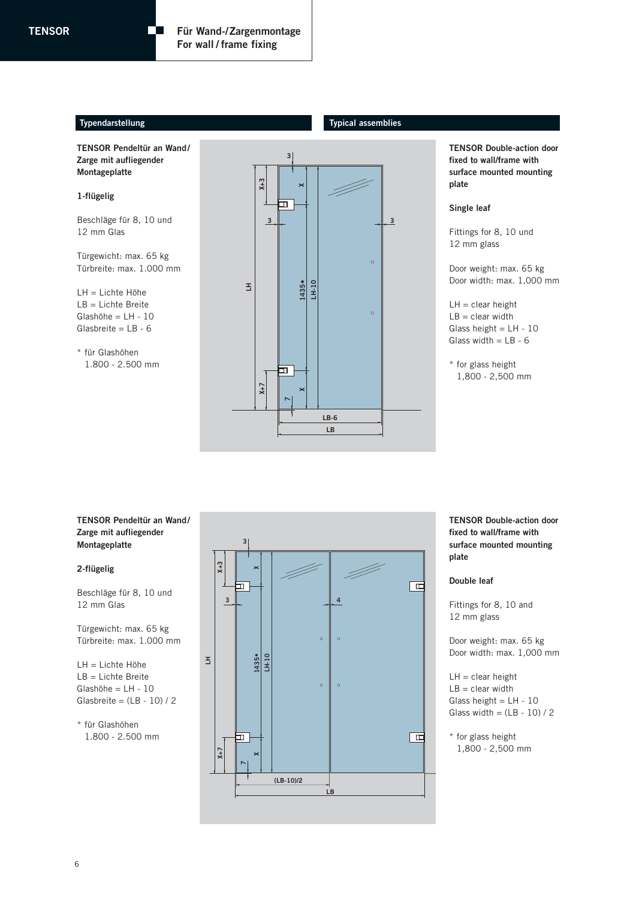## Typendarstellung / Typical assemblies

**TENSOR Pendeltür an Wand/ Zarge mit aufliegender Montageplatte**

**1-flügelig**

Beschläge für 8, 10 und 12 mm Glas

Türgewicht: max. 65 kg
Türbreite: max. 1.000 mm

LH = Lichte Höhe
LB = Lichte Breite
Glashöhe = LH - 10
Glasbreite = LB - 6

\* für Glashöhen 1.800 - 2.500 mm

**TENSOR Double-action door fixed to wall/frame with surface mounted mounting plate**

**Single leaf**

Fittings for 8, 10 und 12 mm glass

Door weight: max. 65 kg
Door width: max. 1,000 mm

LH = clear height
LB = clear width
Glass height = LH - 10
Glass width = LB - 6

\* for glass height 1,800 - 2,500 mm

**TENSOR Pendeltür an Wand/ Zarge mit aufliegender Montageplatte**

**2-flügelig**

Beschläge für 8, 10 und 12 mm Glas

Türgewicht: max. 65 kg
Türbreite: max. 1.000 mm

LH = Lichte Höhe
LB = Lichte Breite
Glashöhe = LH - 10
Glasbreite = (LB - 10) / 2

\* für Glashöhen 1.800 - 2.500 mm

**TENSOR Double-action door fixed to wall/frame with surface mounted mounting plate**

**Double leaf**

Fittings for 8, 10 and 12 mm glass

Door weight: max. 65 kg
Door width: max. 1,000 mm

LH = clear height
LB = clear width
Glass height = LH - 10
Glass width = (LB - 10) / 2

\* for glass height 1,800 - 2,500 mm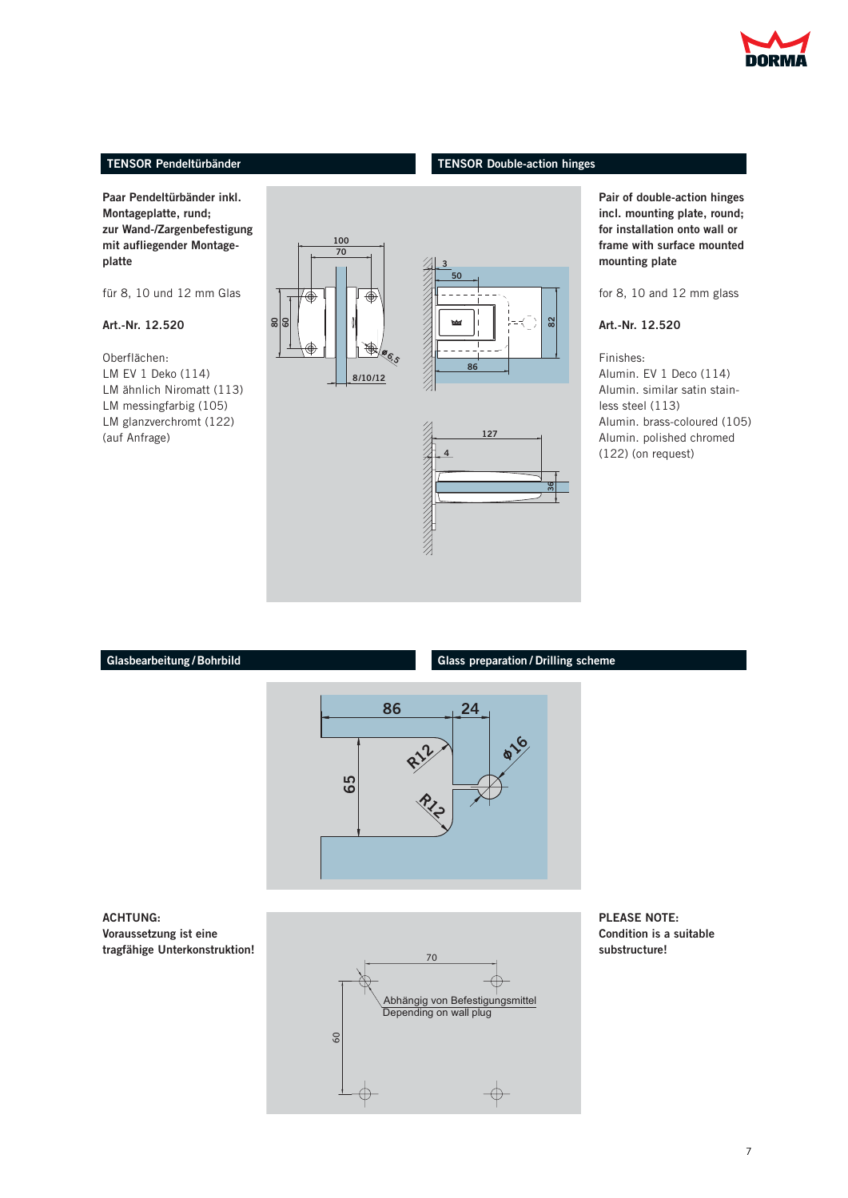## TENSOR Pendeltürbänder

## TENSOR Double-action hinges

**Paar Pendeltürbänder inkl. Montageplatte, rund; zur Wand-/Zargenbefestigung mit aufliegender Montageplatte**

für 8, 10 und 12 mm Glas

**Art.-Nr. 12.520**

Oberflächen:
LM EV 1 Deko (114)
LM ähnlich Niromatt (113)
LM messingfarbig (105)
LM glanzverchromt (122)
(auf Anfrage)

**Pair of double-action hinges incl. mounting plate, round; for installation onto wall or frame with surface mounted mounting plate**

for 8, 10 and 12 mm glass

**Art.-Nr. 12.520**

Finishes:
Alumin. EV 1 Deco (114)
Alumin. similar satin stainless steel (113)
Alumin. brass-coloured (105)
Alumin. polished chromed (122) (on request)

## Glasbearbeitung / Bohrbild

## Glass preparation / Drilling scheme

**ACHTUNG:**
**Voraussetzung ist eine tragfähige Unterkonstruktion!**

**PLEASE NOTE:**
**Condition is a suitable substructure!**

Abhängig von Befestigungsmittel
Depending on wall plug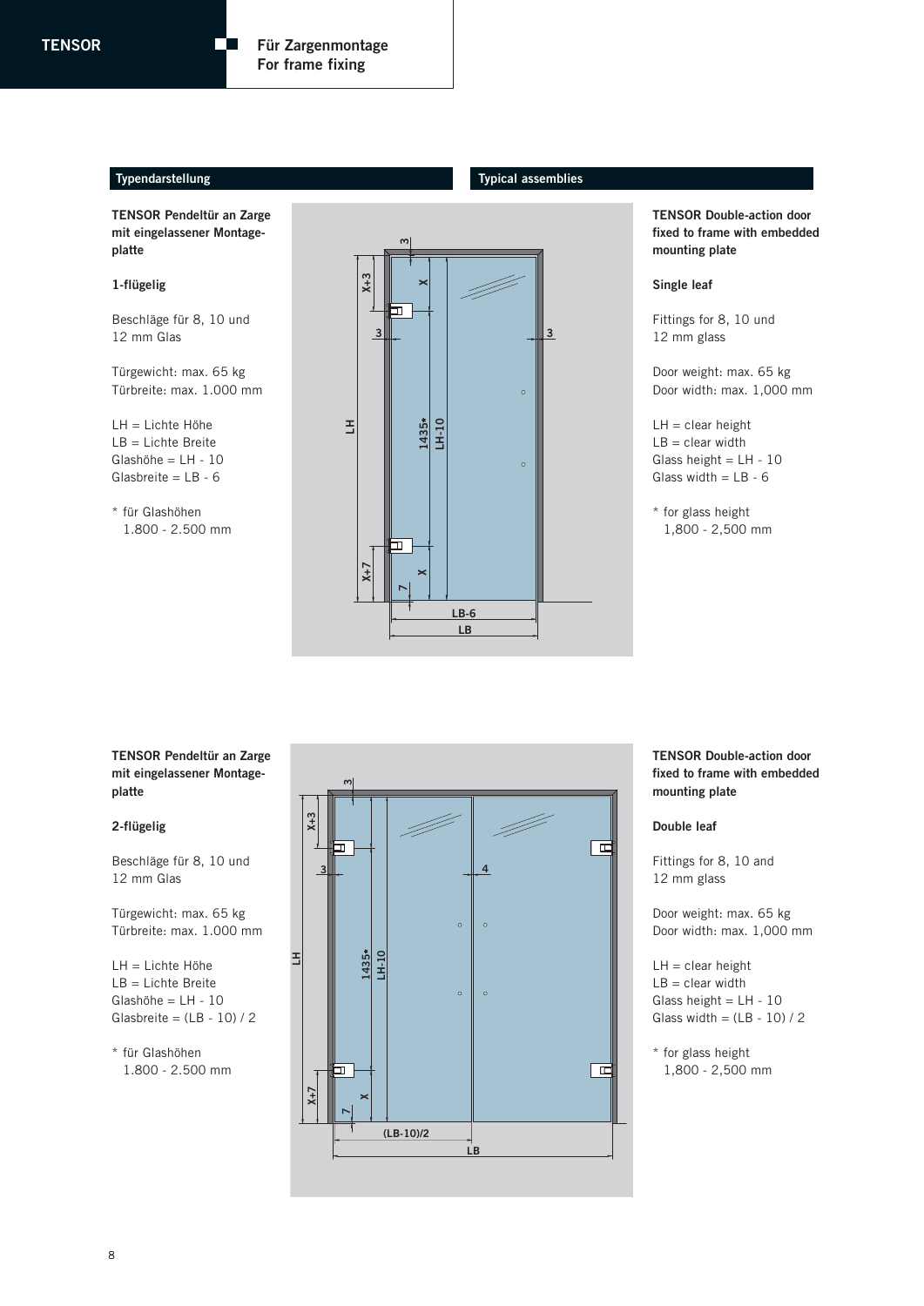**TENSOR** — **Für Zargenmontage / For frame fixing**

## Typendarstellung

## Typical assemblies

**TENSOR Pendeltür an Zarge mit eingelassener Montage­platte**

**1-flügelig**

Beschläge für 8, 10 und 12 mm Glas

Türgewicht: max. 65 kg
Türbreite: max. 1.000 mm

LH = Lichte Höhe
LB = Lichte Breite
Glashöhe = LH - 10
Glasbreite = LB - 6

* für Glashöhen
  1.800 - 2.500 mm

**TENSOR Double-action door fixed to frame with embedded mounting plate**

**Single leaf**

Fittings for 8, 10 und 12 mm glass

Door weight: max. 65 kg
Door width: max. 1,000 mm

LH = clear height
LB = clear width
Glass height = LH - 10
Glass width = LB - 6

* for glass height
  1,800 - 2,500 mm

**TENSOR Pendeltür an Zarge mit eingelassener Montage­platte**

**2-flügelig**

Beschläge für 8, 10 und 12 mm Glas

Türgewicht: max. 65 kg
Türbreite: max. 1.000 mm

LH = Lichte Höhe
LB = Lichte Breite
Glashöhe = LH - 10
Glasbreite = (LB - 10) / 2

* für Glashöhen
  1.800 - 2.500 mm

**TENSOR Double-action door fixed to frame with embedded mounting plate**

**Double leaf**

Fittings for 8, 10 and 12 mm glass

Door weight: max. 65 kg
Door width: max. 1,000 mm

LH = clear height
LB = clear width
Glass height = LH - 10
Glass width = (LB - 10) / 2

* for glass height
  1,800 - 2,500 mm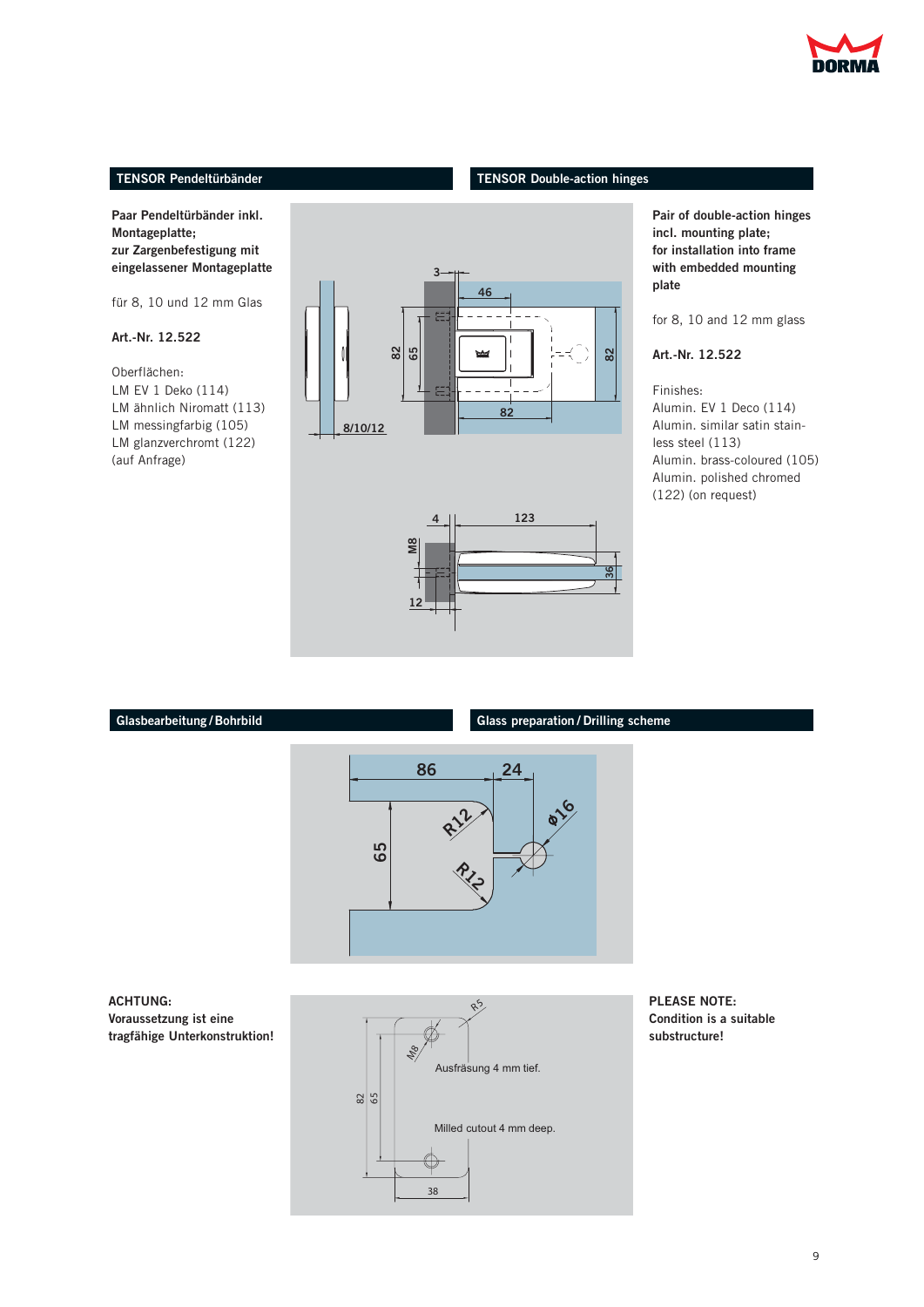## TENSOR Pendeltürbänder

**Paar Pendeltürbänder inkl. Montageplatte; zur Zargenbefestigung mit eingelassener Montageplatte**

für 8, 10 und 12 mm Glas

**Art.-Nr. 12.522**

Oberflächen:
LM EV 1 Deko (114)
LM ähnlich Niromatt (113)
LM messingfarbig (105)
LM glanzverchromt (122)
(auf Anfrage)

## TENSOR Double-action hinges

**Pair of double-action hinges incl. mounting plate; for installation into frame with embedded mounting plate**

for 8, 10 and 12 mm glass

**Art.-Nr. 12.522**

Finishes:
Alumin. EV 1 Deco (114)
Alumin. similar satin stainless steel (113)
Alumin. brass-coloured (105)
Alumin. polished chromed (122) (on request)

## Glasbearbeitung / Bohrbild

## Glass preparation / Drilling scheme

**ACHTUNG:**
**Voraussetzung ist eine tragfähige Unterkonstruktion!**

Ausfräsung 4 mm tief.

Milled cutout 4 mm deep.

**PLEASE NOTE:**
**Condition is a suitable substructure!**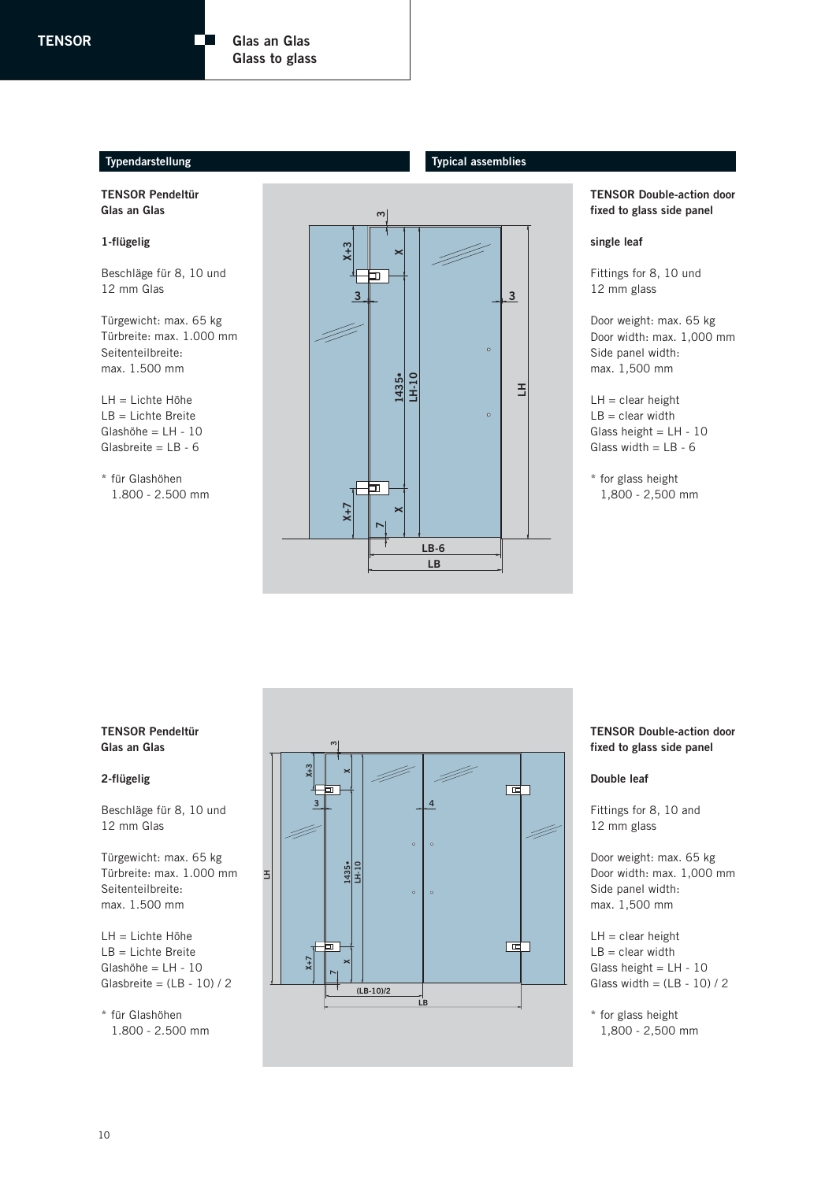## Typendarstellung

## Typical assemblies

**TENSOR Pendeltür**
**Glas an Glas**

**1-flügelig**

Beschläge für 8, 10 und
12 mm Glas

Türgewicht: max. 65 kg
Türbreite: max. 1.000 mm
Seitenteilbreite:
max. 1.500 mm

LH = Lichte Höhe
LB = Lichte Breite
Glashöhe = LH - 10
Glasbreite = LB - 6

\* für Glashöhen
1.800 - 2.500 mm

**TENSOR Double-action door**
**fixed to glass side panel**

**single leaf**

Fittings for 8, 10 und
12 mm glass

Door weight: max. 65 kg
Door width: max. 1,000 mm
Side panel width:
max. 1,500 mm

LH = clear height
LB = clear width
Glass height = LH - 10
Glass width = LB - 6

\* for glass height
1,800 - 2,500 mm

**TENSOR Pendeltür**
**Glas an Glas**

**2-flügelig**

Beschläge für 8, 10 und
12 mm Glas

Türgewicht: max. 65 kg
Türbreite: max. 1.000 mm
Seitenteilbreite:
max. 1.500 mm

LH = Lichte Höhe
LB = Lichte Breite
Glashöhe = LH - 10
Glasbreite = (LB - 10) / 2

\* für Glashöhen
1.800 - 2.500 mm

**TENSOR Double-action door**
**fixed to glass side panel**

**Double leaf**

Fittings for 8, 10 and
12 mm glass

Door weight: max. 65 kg
Door width: max. 1,000 mm
Side panel width:
max. 1,500 mm

LH = clear height
LB = clear width
Glass height = LH - 10
Glass width = (LB - 10) / 2

\* for glass height
1,800 - 2,500 mm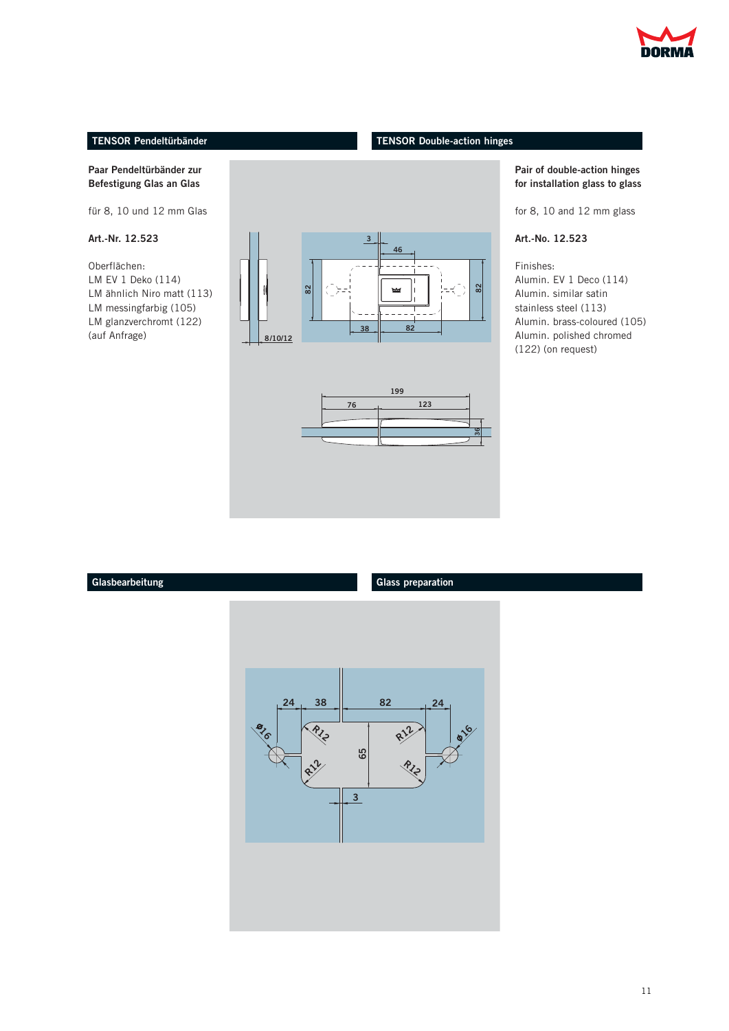## TENSOR Pendeltürbänder

**Paar Pendeltürbänder zur Befestigung Glas an Glas**

für 8, 10 und 12 mm Glas

**Art.-Nr. 12.523**

Oberflächen:
LM EV 1 Deko (114)
LM ähnlich Niro matt (113)
LM messingfarbig (105)
LM glanzverchromt (122)
(auf Anfrage)

## TENSOR Double-action hinges

**Pair of double-action hinges for installation glass to glass**

for 8, 10 and 12 mm glass

**Art.-No. 12.523**

Finishes:
Alumin. EV 1 Deco (114)
Alumin. similar satin stainless steel (113)
Alumin. brass-coloured (105)
Alumin. polished chromed (122) (on request)

3
46
82
82
38
82
8/10/12
199
76
123
36

## Glasbearbeitung

## Glass preparation

24
38
82
24
ø16
ø16
R12
R12
R12
R12
65
3